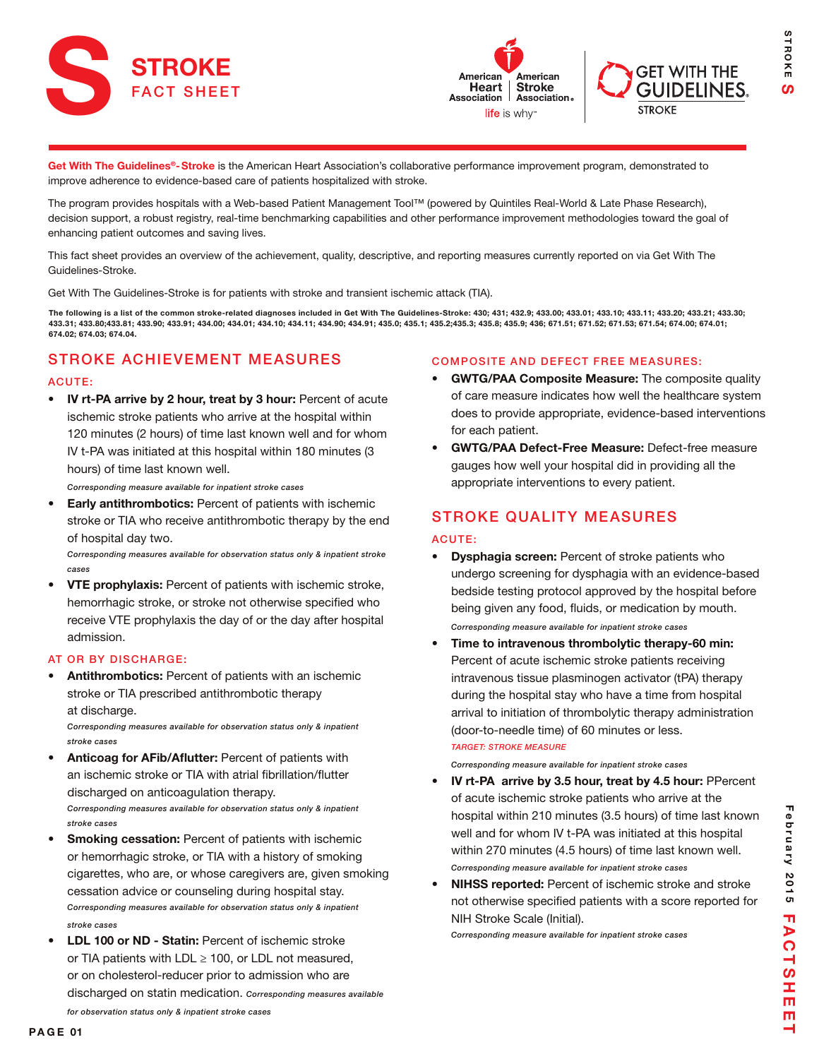# STROKE FACT SHEET

**Get With The Guidelines®- Stroke** is the American Heart Association's collaborative performance improvement program, demonstrated to improve adherence to evidence-based care of patients hospitalized with stroke.

The program provides hospitals with a Web-based Patient Management Tool™ (powered by Quintiles Real-World & Late Phase Research), decision support, a robust registry, real-time benchmarking capabilities and other performance improvement methodologies toward the goal of enhancing patient outcomes and saving lives.

This fact sheet provides an overview of the achievement, quality, descriptive, and reporting measures currently reported on via Get With The Guidelines-Stroke.

Get With The Guidelines-Stroke is for patients with stroke and transient ischemic attack (TIA).

**The following is a list of the common stroke-related diagnoses included in Get With The Guidelines-Stroke: 430; 431; 432.9; 433.00; 433.01; 433.10; 433.11; 433.20; 433.21; 433.30; 433.31; 433.80;433.81; 433.90; 433.91; 434.00; 434.01; 434.10; 434.11; 434.90; 434.91; 435.0; 435.1; 435.2;435.3; 435.8; 435.9; 436; 671.51; 671.52; 671.53; 671.54; 674.00; 674.01; 674.02; 674.03; 674.04.**

## STROKE ACHIEVEMENT MEASURES

### ACUTE:

- **IV rt-PA arrive by 2 hour, treat by 3 hour:** Percent of acute ischemic stroke patients who arrive at the hospital within 120 minutes (2 hours) of time last known well and for whom IV t-PA was initiated at this hospital within 180 minutes (3 hours) of time last known well.
  *Corresponding measure available for inpatient stroke cases*
- **Early antithrombotics:** Percent of patients with ischemic stroke or TIA who receive antithrombotic therapy by the end of hospital day two.
  *Corresponding measures available for observation status only & inpatient stroke cases*
- **VTE prophylaxis:** Percent of patients with ischemic stroke, hemorrhagic stroke, or stroke not otherwise specified who receive VTE prophylaxis the day of or the day after hospital admission.

### AT OR BY DISCHARGE:

- **Antithrombotics:** Percent of patients with an ischemic stroke or TIA prescribed antithrombotic therapy at discharge.
  *Corresponding measures available for observation status only & inpatient stroke cases*
- **Anticoag for AFib/Aflutter:** Percent of patients with an ischemic stroke or TIA with atrial fibrillation/flutter discharged on anticoagulation therapy.
  *Corresponding measures available for observation status only & inpatient stroke cases*
- **Smoking cessation:** Percent of patients with ischemic or hemorrhagic stroke, or TIA with a history of smoking cigarettes, who are, or whose caregivers are, given smoking cessation advice or counseling during hospital stay.
  *Corresponding measures available for observation status only & inpatient stroke cases*
- **LDL 100 or ND - Statin:** Percent of ischemic stroke or TIA patients with LDL ≥ 100, or LDL not measured, or on cholesterol-reducer prior to admission who are discharged on statin medication. *Corresponding measures available for observation status only & inpatient stroke cases*

### COMPOSITE AND DEFECT FREE MEASURES:

- **GWTG/PAA Composite Measure:** The composite quality of care measure indicates how well the healthcare system does to provide appropriate, evidence-based interventions for each patient.
- **GWTG/PAA Defect-Free Measure:** Defect-free measure gauges how well your hospital did in providing all the appropriate interventions to every patient.

## STROKE QUALITY MEASURES

### ACUTE:

- **Dysphagia screen:** Percent of stroke patients who undergo screening for dysphagia with an evidence-based bedside testing protocol approved by the hospital before being given any food, fluids, or medication by mouth.
  *Corresponding measure available for inpatient stroke cases*
- **Time to intravenous thrombolytic therapy-60 min:** Percent of acute ischemic stroke patients receiving intravenous tissue plasminogen activator (tPA) therapy during the hospital stay who have a time from hospital arrival to initiation of thrombolytic therapy administration (door-to-needle time) of 60 minutes or less.
  *TARGET: STROKE MEASURE*
  *Corresponding measure available for inpatient stroke cases*
- **IV rt-PA arrive by 3.5 hour, treat by 4.5 hour:** PPercent of acute ischemic stroke patients who arrive at the hospital within 210 minutes (3.5 hours) of time last known well and for whom IV t-PA was initiated at this hospital within 270 minutes (4.5 hours) of time last known well.
  *Corresponding measure available for inpatient stroke cases*
- **NIHSS reported:** Percent of ischemic stroke and stroke not otherwise specified patients with a score reported for NIH Stroke Scale (Initial).
  *Corresponding measure available for inpatient stroke cases*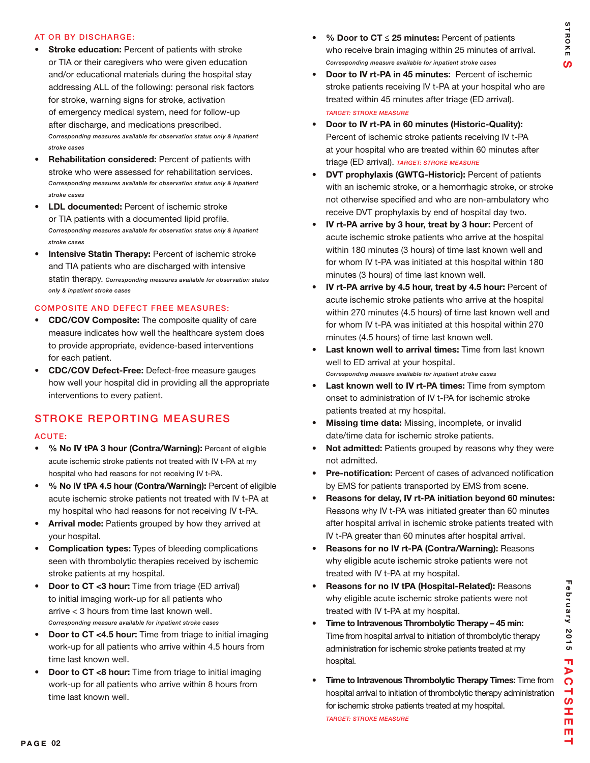### AT OR BY DISCHARGE:

- **Stroke education:** Percent of patients with stroke or TIA or their caregivers who were given education and/or educational materials during the hospital stay addressing ALL of the following: personal risk factors for stroke, warning signs for stroke, activation of emergency medical system, need for follow-up after discharge, and medications prescribed. *Corresponding measures available for observation status only & inpatient stroke cases*
- **Rehabilitation considered:** Percent of patients with stroke who were assessed for rehabilitation services. *Corresponding measures available for observation status only & inpatient stroke cases*
- **LDL documented:** Percent of ischemic stroke or TIA patients with a documented lipid profile. *Corresponding measures available for observation status only & inpatient stroke cases*
- **Intensive Statin Therapy:** Percent of ischemic stroke and TIA patients who are discharged with intensive statin therapy. *Corresponding measures available for observation status only & inpatient stroke cases*

### COMPOSITE AND DEFECT FREE MEASURES:

- **CDC/COV Composite:** The composite quality of care measure indicates how well the healthcare system does to provide appropriate, evidence-based interventions for each patient.
- **CDC/COV Defect-Free:** Defect-free measure gauges how well your hospital did in providing all the appropriate interventions to every patient.

## STROKE REPORTING MEASURES

### ACUTE:

- **% No IV tPA 3 hour (Contra/Warning):** Percent of eligible acute ischemic stroke patients not treated with IV t-PA at my hospital who had reasons for not receiving IV t-PA.
- **% No IV tPA 4.5 hour (Contra/Warning):** Percent of eligible acute ischemic stroke patients not treated with IV t-PA at my hospital who had reasons for not receiving IV t-PA.
- **Arrival mode:** Patients grouped by how they arrived at your hospital.
- **Complication types:** Types of bleeding complications seen with thrombolytic therapies received by ischemic stroke patients at my hospital.
- **Door to CT <3 hour:** Time from triage (ED arrival) to initial imaging work-up for all patients who arrive < 3 hours from time last known well. *Corresponding measure available for inpatient stroke cases*
- **Door to CT <4.5 hour:** Time from triage to initial imaging work-up for all patients who arrive within 4.5 hours from time last known well.
- **Door to CT <8 hour:** Time from triage to initial imaging work-up for all patients who arrive within 8 hours from time last known well.
- **% Door to CT ≤ 25 minutes:** Percent of patients who receive brain imaging within 25 minutes of arrival. *Corresponding measure available for inpatient stroke cases*
- **Door to IV rt-PA in 45 minutes:** Percent of ischemic stroke patients receiving IV t-PA at your hospital who are treated within 45 minutes after triage (ED arrival). *TARGET: STROKE MEASURE*
- **Door to IV rt-PA in 60 minutes (Historic-Quality):** Percent of ischemic stroke patients receiving IV t-PA at your hospital who are treated within 60 minutes after triage (ED arrival). *TARGET: STROKE MEASURE*
- **DVT prophylaxis (GWTG-Historic):** Percent of patients with an ischemic stroke, or a hemorrhagic stroke, or stroke not otherwise specified and who are non-ambulatory who receive DVT prophylaxis by end of hospital day two.
- **IV rt-PA arrive by 3 hour, treat by 3 hour:** Percent of acute ischemic stroke patients who arrive at the hospital within 180 minutes (3 hours) of time last known well and for whom IV t-PA was initiated at this hospital within 180 minutes (3 hours) of time last known well.
- **IV rt-PA arrive by 4.5 hour, treat by 4.5 hour:** Percent of acute ischemic stroke patients who arrive at the hospital within 270 minutes (4.5 hours) of time last known well and for whom IV t-PA was initiated at this hospital within 270 minutes (4.5 hours) of time last known well.
- **Last known well to arrival times:** Time from last known well to ED arrival at your hospital. *Corresponding measure available for inpatient stroke cases*
- **Last known well to IV rt-PA times:** Time from symptom onset to administration of IV t-PA for ischemic stroke patients treated at my hospital.
- **Missing time data:** Missing, incomplete, or invalid date/time data for ischemic stroke patients.
- **Not admitted:** Patients grouped by reasons why they were not admitted.
- **Pre-notification:** Percent of cases of advanced notification by EMS for patients transported by EMS from scene.
- **Reasons for delay, IV rt-PA initiation beyond 60 minutes:** Reasons why IV t-PA was initiated greater than 60 minutes after hospital arrival in ischemic stroke patients treated with IV t-PA greater than 60 minutes after hospital arrival.
- **Reasons for no IV rt-PA (Contra/Warning):** Reasons why eligible acute ischemic stroke patients were not treated with IV t-PA at my hospital.
- **Reasons for no IV tPA (Hospital-Related):** Reasons why eligible acute ischemic stroke patients were not treated with IV t-PA at my hospital.
- **Time to Intravenous Thrombolytic Therapy – 45 min:** Time from hospital arrival to initiation of thrombolytic therapy administration for ischemic stroke patients treated at my hospital.
- **Time to Intravenous Thrombolytic Therapy Times:** Time from hospital arrival to initiation of thrombolytic therapy administration for ischemic stroke patients treated at my hospital. *TARGET: STROKE MEASURE*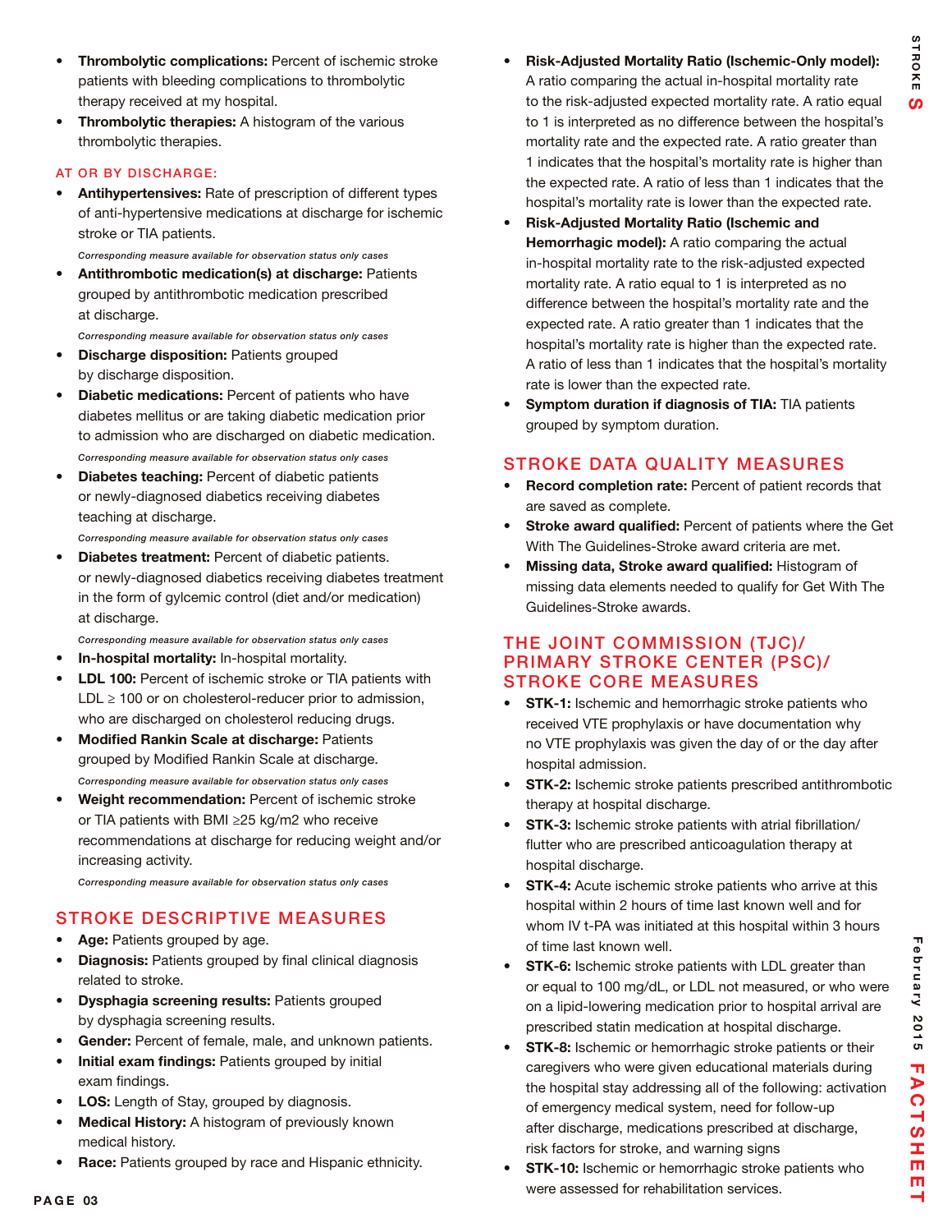- **Thrombolytic complications:** Percent of ischemic stroke patients with bleeding complications to thrombolytic therapy received at my hospital.
- **Thrombolytic therapies:** A histogram of the various thrombolytic therapies.

### AT OR BY DISCHARGE:

- **Antihypertensives:** Rate of prescription of different types of anti-hypertensive medications at discharge for ischemic stroke or TIA patients.
  *Corresponding measure available for observation status only cases*
- **Antithrombotic medication(s) at discharge:** Patients grouped by antithrombotic medication prescribed at discharge.
  *Corresponding measure available for observation status only cases*
- **Discharge disposition:** Patients grouped by discharge disposition.
- **Diabetic medications:** Percent of patients who have diabetes mellitus or are taking diabetic medication prior to admission who are discharged on diabetic medication.
  *Corresponding measure available for observation status only cases*
- **Diabetes teaching:** Percent of diabetic patients or newly-diagnosed diabetics receiving diabetes teaching at discharge.
  *Corresponding measure available for observation status only cases*
- **Diabetes treatment:** Percent of diabetic patients. or newly-diagnosed diabetics receiving diabetes treatment in the form of gylcemic control (diet and/or medication) at discharge.
  *Corresponding measure available for observation status only cases*
- **In-hospital mortality:** In-hospital mortality.
- **LDL 100:** Percent of ischemic stroke or TIA patients with LDL ≥ 100 or on cholesterol-reducer prior to admission, who are discharged on cholesterol reducing drugs.
- **Modified Rankin Scale at discharge:** Patients grouped by Modified Rankin Scale at discharge.
  *Corresponding measure available for observation status only cases*
- **Weight recommendation:** Percent of ischemic stroke or TIA patients with BMI ≥25 kg/m2 who receive recommendations at discharge for reducing weight and/or increasing activity.
  *Corresponding measure available for observation status only cases*

## STROKE DESCRIPTIVE MEASURES

- **Age:** Patients grouped by age.
- **Diagnosis:** Patients grouped by final clinical diagnosis related to stroke.
- **Dysphagia screening results:** Patients grouped by dysphagia screening results.
- **Gender:** Percent of female, male, and unknown patients.
- **Initial exam findings:** Patients grouped by initial exam findings.
- **LOS:** Length of Stay, grouped by diagnosis.
- **Medical History:** A histogram of previously known medical history.
- **Race:** Patients grouped by race and Hispanic ethnicity.
- **Risk-Adjusted Mortality Ratio (Ischemic-Only model):** A ratio comparing the actual in-hospital mortality rate to the risk-adjusted expected mortality rate. A ratio equal to 1 is interpreted as no difference between the hospital's mortality rate and the expected rate. A ratio greater than 1 indicates that the hospital's mortality rate is higher than the expected rate. A ratio of less than 1 indicates that the hospital's mortality rate is lower than the expected rate.
- **Risk-Adjusted Mortality Ratio (Ischemic and Hemorrhagic model):** A ratio comparing the actual in-hospital mortality rate to the risk-adjusted expected mortality rate. A ratio equal to 1 is interpreted as no difference between the hospital's mortality rate and the expected rate. A ratio greater than 1 indicates that the hospital's mortality rate is higher than the expected rate. A ratio of less than 1 indicates that the hospital's mortality rate is lower than the expected rate.
- **Symptom duration if diagnosis of TIA:** TIA patients grouped by symptom duration.

## STROKE DATA QUALITY MEASURES

- **Record completion rate:** Percent of patient records that are saved as complete.
- **Stroke award qualified:** Percent of patients where the Get With The Guidelines-Stroke award criteria are met.
- **Missing data, Stroke award qualified:** Histogram of missing data elements needed to qualify for Get With The Guidelines-Stroke awards.

## THE JOINT COMMISSION (TJC)/ PRIMARY STROKE CENTER (PSC)/ STROKE CORE MEASURES

- **STK-1:** Ischemic and hemorrhagic stroke patients who received VTE prophylaxis or have documentation why no VTE prophylaxis was given the day of or the day after hospital admission.
- **STK-2:** Ischemic stroke patients prescribed antithrombotic therapy at hospital discharge.
- **STK-3:** Ischemic stroke patients with atrial fibrillation/ flutter who are prescribed anticoagulation therapy at hospital discharge.
- **STK-4:** Acute ischemic stroke patients who arrive at this hospital within 2 hours of time last known well and for whom IV t-PA was initiated at this hospital within 3 hours of time last known well.
- **STK-6:** Ischemic stroke patients with LDL greater than or equal to 100 mg/dL, or LDL not measured, or who were on a lipid-lowering medication prior to hospital arrival are prescribed statin medication at hospital discharge.
- **STK-8:** Ischemic or hemorrhagic stroke patients or their caregivers who were given educational materials during the hospital stay addressing all of the following: activation of emergency medical system, need for follow-up after discharge, medications prescribed at discharge, risk factors for stroke, and warning signs
- **STK-10:** Ischemic or hemorrhagic stroke patients who were assessed for rehabilitation services.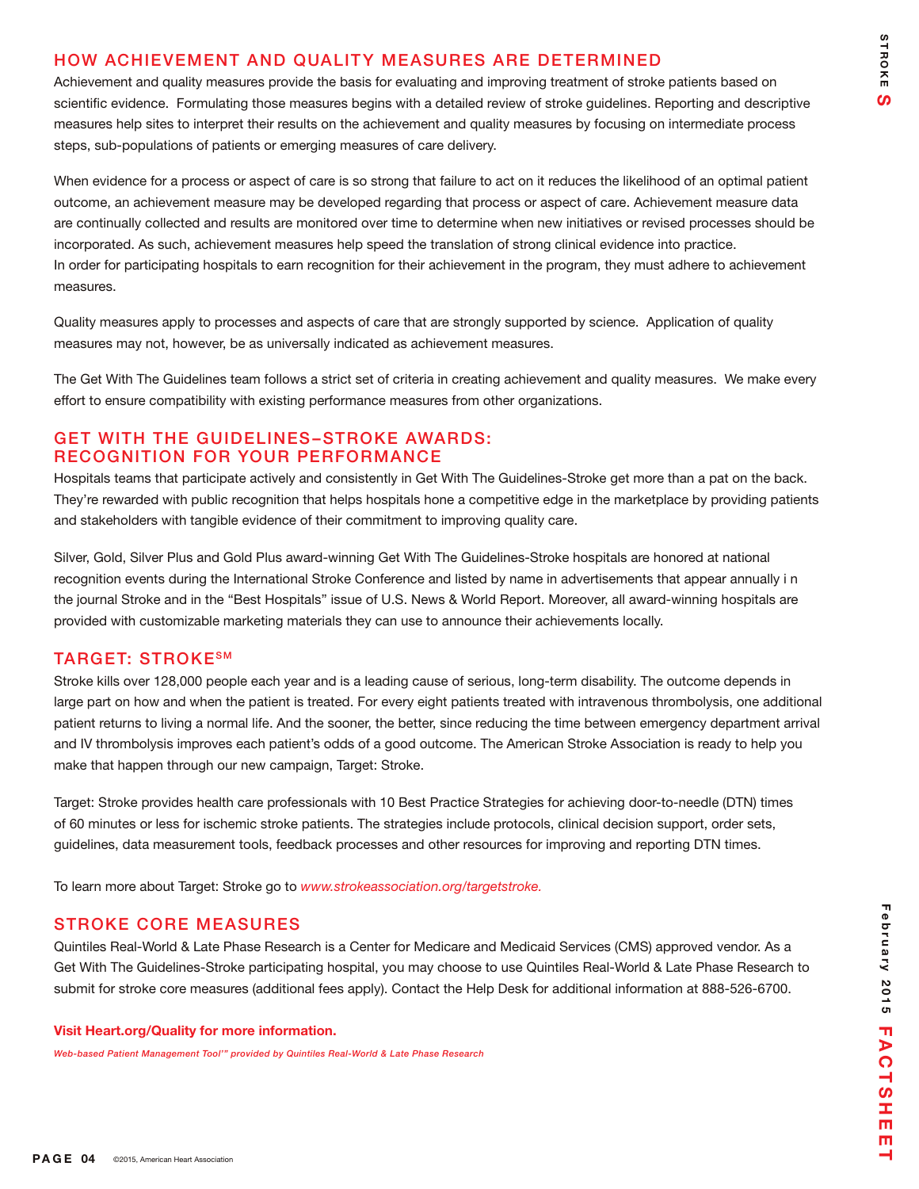## HOW ACHIEVEMENT AND QUALITY MEASURES ARE DETERMINED

Achievement and quality measures provide the basis for evaluating and improving treatment of stroke patients based on scientific evidence. Formulating those measures begins with a detailed review of stroke guidelines. Reporting and descriptive measures help sites to interpret their results on the achievement and quality measures by focusing on intermediate process steps, sub-populations of patients or emerging measures of care delivery.

When evidence for a process or aspect of care is so strong that failure to act on it reduces the likelihood of an optimal patient outcome, an achievement measure may be developed regarding that process or aspect of care. Achievement measure data are continually collected and results are monitored over time to determine when new initiatives or revised processes should be incorporated. As such, achievement measures help speed the translation of strong clinical evidence into practice.
In order for participating hospitals to earn recognition for their achievement in the program, they must adhere to achievement measures.

Quality measures apply to processes and aspects of care that are strongly supported by science. Application of quality measures may not, however, be as universally indicated as achievement measures.

The Get With The Guidelines team follows a strict set of criteria in creating achievement and quality measures. We make every effort to ensure compatibility with existing performance measures from other organizations.

## GET WITH THE GUIDELINES–STROKE AWARDS: RECOGNITION FOR YOUR PERFORMANCE

Hospitals teams that participate actively and consistently in Get With The Guidelines-Stroke get more than a pat on the back. They're rewarded with public recognition that helps hospitals hone a competitive edge in the marketplace by providing patients and stakeholders with tangible evidence of their commitment to improving quality care.

Silver, Gold, Silver Plus and Gold Plus award-winning Get With The Guidelines-Stroke hospitals are honored at national recognition events during the International Stroke Conference and listed by name in advertisements that appear annually i n the journal Stroke and in the "Best Hospitals" issue of U.S. News & World Report. Moreover, all award-winning hospitals are provided with customizable marketing materials they can use to announce their achievements locally.

## TARGET: STROKE℠

Stroke kills over 128,000 people each year and is a leading cause of serious, long-term disability. The outcome depends in large part on how and when the patient is treated. For every eight patients treated with intravenous thrombolysis, one additional patient returns to living a normal life. And the sooner, the better, since reducing the time between emergency department arrival and IV thrombolysis improves each patient's odds of a good outcome. The American Stroke Association is ready to help you make that happen through our new campaign, Target: Stroke.

Target: Stroke provides health care professionals with 10 Best Practice Strategies for achieving door-to-needle (DTN) times of 60 minutes or less for ischemic stroke patients. The strategies include protocols, clinical decision support, order sets, guidelines, data measurement tools, feedback processes and other resources for improving and reporting DTN times.

To learn more about Target: Stroke go to *www.strokeassociation.org/targetstroke.*

## STROKE CORE MEASURES

Quintiles Real-World & Late Phase Research is a Center for Medicare and Medicaid Services (CMS) approved vendor. As a Get With The Guidelines-Stroke participating hospital, you may choose to use Quintiles Real-World & Late Phase Research to submit for stroke core measures (additional fees apply). Contact the Help Desk for additional information at 888-526-6700.

**Visit Heart.org/Quality for more information.**

*Web-based Patient Management Tool™ provided by Quintiles Real-World & Late Phase Research*

©2015, American Heart Association